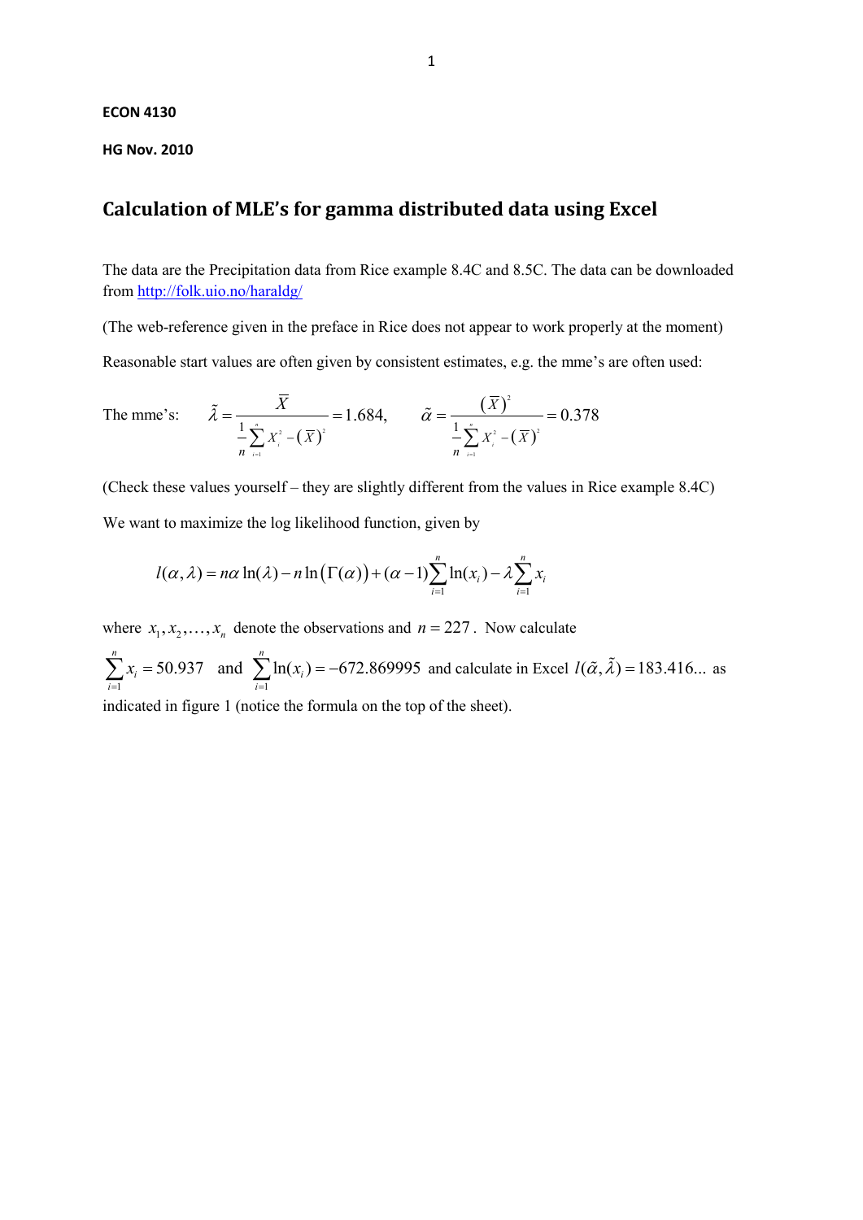**ECON 4130**

**HG Nov. 2010**

# Calculation of MLE's for gamma distributed data using Excel

The data are the Precipitation data from Rice example 8.4C and 8.5C. The data can be downloaded from http://folk.uio.no/haraldg/

(The web-reference given in the preface in Rice does not appear to work properly at the moment)

Reasonable start values are often given by consistent estimates, e.g. the mme's are often used:

The mme's: $\tilde{\lambda} = \dfrac{\overline{X}}{\frac{1}{n}\sum_{i=1}^{n} X_i^2 - (\overline{X})^2} = 1.684, \qquad \tilde{\alpha} = \dfrac{(\overline{X})^2}{\frac{1}{n}\sum_{i=1}^{n} X_i^2 - (\overline{X})^2} = 0.378$

(Check these values yourself – they are slightly different from the values in Rice example 8.4C)

We want to maximize the log likelihood function, given by

$$l(\alpha,\lambda) = n\alpha\ln(\lambda) - n\ln\left(\Gamma(\alpha)\right) + (\alpha-1)\sum_{i=1}^{n}\ln(x_i) - \lambda\sum_{i=1}^{n} x_i$$

where $x_1, x_2, \ldots, x_n$ denote the observations and $n = 227$. Now calculate

$\sum_{i=1}^{n} x_i = 50.937$ and $\sum_{i=1}^{n}\ln(x_i) = -672.869995$ and calculate in Excel $l(\tilde{\alpha},\tilde{\lambda}) = 183.416...$ as indicated in figure 1 (notice the formula on the top of the sheet).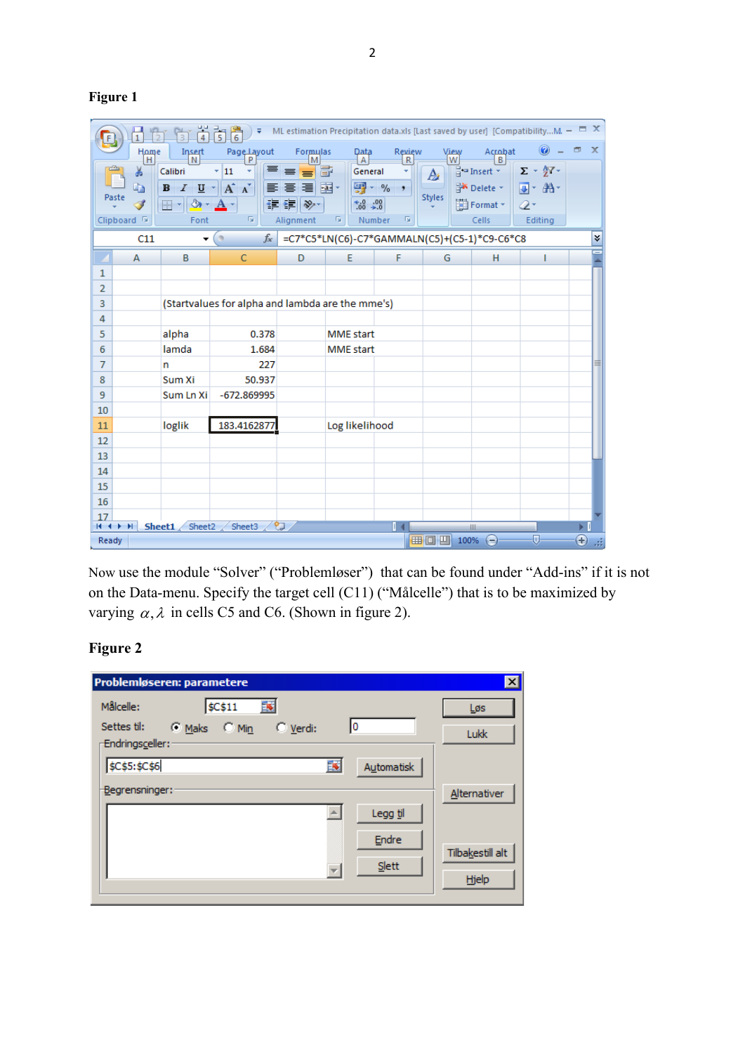**Figure 1**

**Figure 2**

Now use the module "Solver" ("Problemløser") that can be found under "Add-ins" if it is not on the Data-menu. Specify the target cell (C11) ("Målcelle") that is to be maximized by varying $\alpha, \lambda$ in cells C5 and C6. (Shown in figure 2).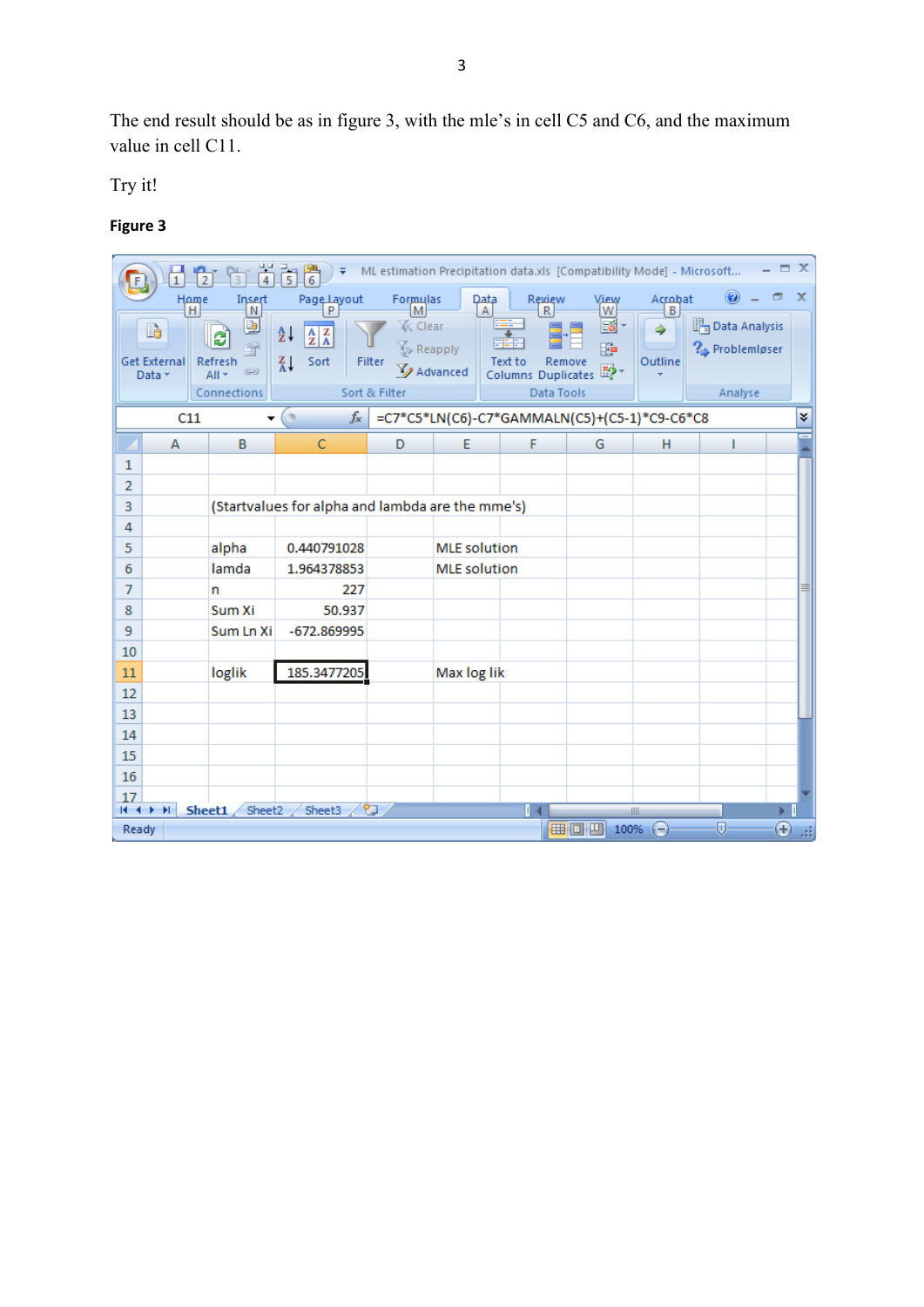The end result should be as in figure 3, with the mle's in cell C5 and C6, and the maximum value in cell C11.

Try it!

**Figure 3**

ML estimation Precipitation data.xls [Compatibility Mode] - Microsoft...

C11 =C7*C5*LN(C6)-C7*GAMMALN(C5)+(C5-1)*C9-C6*C8

| | A | B | C | D | E |
|---|---|---|---|---|---|
| 1 | | | | | |
| 2 | | | | | |
| 3 | | (Startvalues for alpha and lambda are the mme's) | | | |
| 4 | | | | | |
| 5 | | alpha | 0.440791028 | | MLE solution |
| 6 | | lamda | 1.964378853 | | MLE solution |
| 7 | | n | 227 | | |
| 8 | | Sum Xi | 50.937 | | |
| 9 | | Sum Ln Xi | -672.869995 | | |
| 10 | | | | | |
| 11 | | loglik | 185.3477205 | | Max log lik |